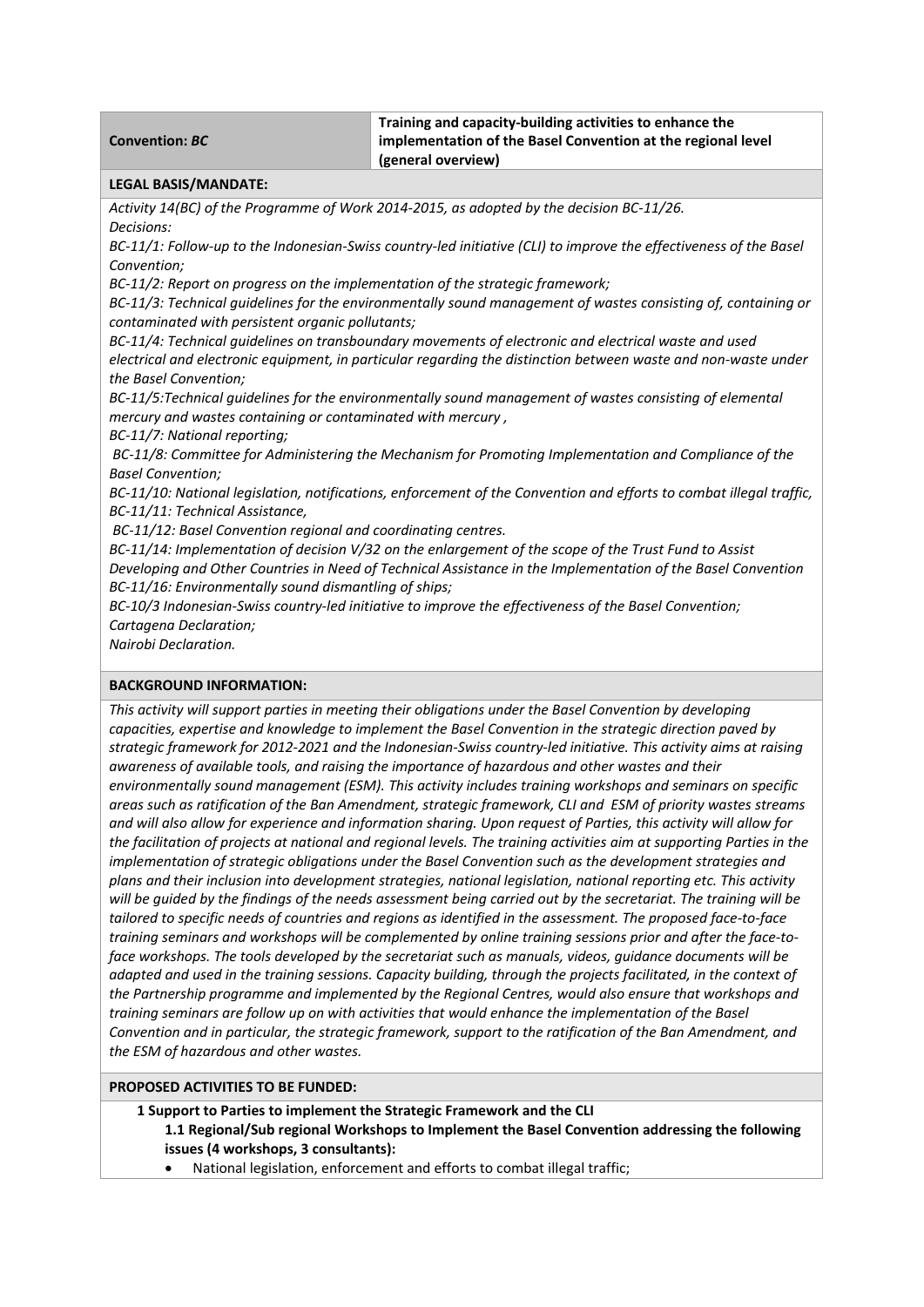| **Convention:** ***BC*** | **Training and capacity-building activities to enhance the implementation of the Basel Convention at the regional level (general overview)** |
|---|---|

**LEGAL BASIS/MANDATE:**

*Activity 14(BC) of the Programme of Work 2014-2015, as adopted by the decision BC-11/26.*
*Decisions:*
*BC-11/1: Follow-up to the Indonesian-Swiss country-led initiative (CLI) to improve the effectiveness of the Basel Convention;*
*BC-11/2: Report on progress on the implementation of the strategic framework;*
*BC-11/3: Technical guidelines for the environmentally sound management of wastes consisting of, containing or contaminated with persistent organic pollutants;*
*BC-11/4: Technical guidelines on transboundary movements of electronic and electrical waste and used electrical and electronic equipment, in particular regarding the distinction between waste and non-waste under the Basel Convention;*
*BC-11/5:Technical guidelines for the environmentally sound management of wastes consisting of elemental mercury and wastes containing or contaminated with mercury ,*
*BC-11/7: National reporting;*
*BC-11/8: Committee for Administering the Mechanism for Promoting Implementation and Compliance of the Basel Convention;*
*BC-11/10: National legislation, notifications, enforcement of the Convention and efforts to combat illegal traffic,*
*BC-11/11: Technical Assistance,*
*BC-11/12: Basel Convention regional and coordinating centres.*
*BC-11/14: Implementation of decision V/32 on the enlargement of the scope of the Trust Fund to Assist Developing and Other Countries in Need of Technical Assistance in the Implementation of the Basel Convention*
*BC-11/16: Environmentally sound dismantling of ships;*
*BC-10/3 Indonesian-Swiss country-led initiative to improve the effectiveness of the Basel Convention;*
*Cartagena Declaration;*
*Nairobi Declaration.*

**BACKGROUND INFORMATION:**

*This activity will support parties in meeting their obligations under the Basel Convention by developing capacities, expertise and knowledge to implement the Basel Convention in the strategic direction paved by strategic framework for 2012-2021 and the Indonesian-Swiss country-led initiative. This activity aims at raising awareness of available tools, and raising the importance of hazardous and other wastes and their environmentally sound management (ESM). This activity includes training workshops and seminars on specific areas such as ratification of the Ban Amendment, strategic framework, CLI and ESM of priority wastes streams and will also allow for experience and information sharing. Upon request of Parties, this activity will allow for the facilitation of projects at national and regional levels. The training activities aim at supporting Parties in the implementation of strategic obligations under the Basel Convention such as the development strategies and plans and their inclusion into development strategies, national legislation, national reporting etc. This activity will be guided by the findings of the needs assessment being carried out by the secretariat. The training will be tailored to specific needs of countries and regions as identified in the assessment. The proposed face-to-face training seminars and workshops will be complemented by online training sessions prior and after the face-to-face workshops. The tools developed by the secretariat such as manuals, videos, guidance documents will be adapted and used in the training sessions. Capacity building, through the projects facilitated, in the context of the Partnership programme and implemented by the Regional Centres, would also ensure that workshops and training seminars are follow up on with activities that would enhance the implementation of the Basel Convention and in particular, the strategic framework, support to the ratification of the Ban Amendment, and the ESM of hazardous and other wastes.*

**PROPOSED ACTIVITIES TO BE FUNDED:**

**1 Support to Parties to implement the Strategic Framework and the CLI**

**1.1 Regional/Sub regional Workshops to Implement the Basel Convention addressing the following issues (4 workshops, 3 consultants):**

- National legislation, enforcement and efforts to combat illegal traffic;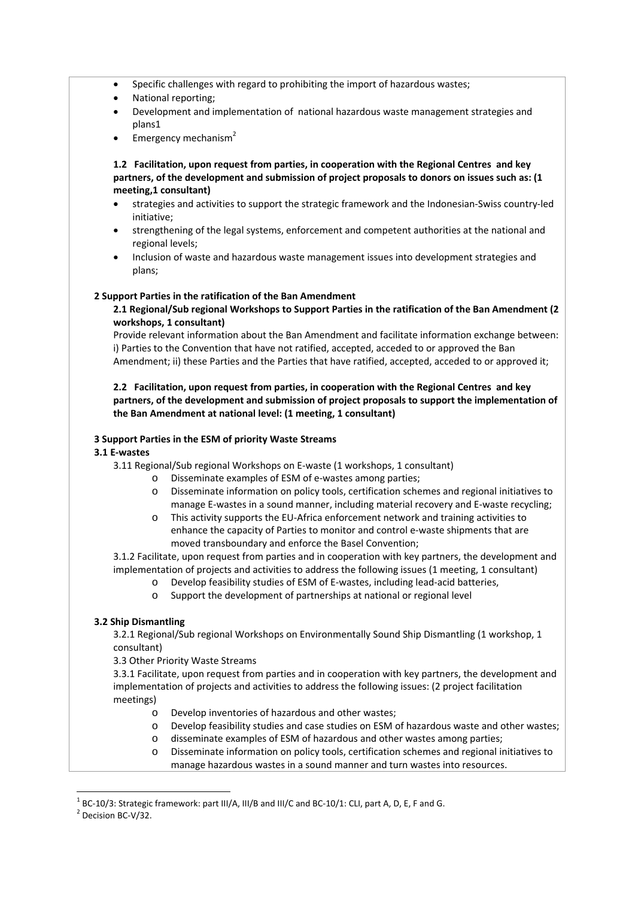- Specific challenges with regard to prohibiting the import of hazardous wastes;
- National reporting;
- Development and implementation of national hazardous waste management strategies and plans1
- Emergency mechanism[2]

**1.2 Facilitation, upon request from parties, in cooperation with the Regional Centres and key partners, of the development and submission of project proposals to donors on issues such as: (1 meeting,1 consultant)**

- strategies and activities to support the strategic framework and the Indonesian-Swiss country-led initiative;
- strengthening of the legal systems, enforcement and competent authorities at the national and regional levels;
- Inclusion of waste and hazardous waste management issues into development strategies and plans;

**2 Support Parties in the ratification of the Ban Amendment**

**2.1 Regional/Sub regional Workshops to Support Parties in the ratification of the Ban Amendment (2 workshops, 1 consultant)**

Provide relevant information about the Ban Amendment and facilitate information exchange between: i) Parties to the Convention that have not ratified, accepted, acceded to or approved the Ban Amendment; ii) these Parties and the Parties that have ratified, accepted, acceded to or approved it;

**2.2 Facilitation, upon request from parties, in cooperation with the Regional Centres and key partners, of the development and submission of project proposals to support the implementation of the Ban Amendment at national level: (1 meeting, 1 consultant)**

**3 Support Parties in the ESM of priority Waste Streams**

**3.1 E-wastes**

3.11 Regional/Sub regional Workshops on E-waste (1 workshops, 1 consultant)

- o Disseminate examples of ESM of e-wastes among parties;
- o Disseminate information on policy tools, certification schemes and regional initiatives to manage E-wastes in a sound manner, including material recovery and E-waste recycling;
- o This activity supports the EU-Africa enforcement network and training activities to enhance the capacity of Parties to monitor and control e-waste shipments that are moved transboundary and enforce the Basel Convention;

3.1.2 Facilitate, upon request from parties and in cooperation with key partners, the development and implementation of projects and activities to address the following issues (1 meeting, 1 consultant)

- o Develop feasibility studies of ESM of E-wastes, including lead-acid batteries,
- o Support the development of partnerships at national or regional level

**3.2 Ship Dismantling**

3.2.1 Regional/Sub regional Workshops on Environmentally Sound Ship Dismantling (1 workshop, 1 consultant)

3.3 Other Priority Waste Streams

3.3.1 Facilitate, upon request from parties and in cooperation with key partners, the development and implementation of projects and activities to address the following issues: (2 project facilitation meetings)

- o Develop inventories of hazardous and other wastes;
- o Develop feasibility studies and case studies on ESM of hazardous waste and other wastes;
- o disseminate examples of ESM of hazardous and other wastes among parties;
- o Disseminate information on policy tools, certification schemes and regional initiatives to manage hazardous wastes in a sound manner and turn wastes into resources.

[1] BC-10/3: Strategic framework: part III/A, III/B and III/C and BC-10/1: CLI, part A, D, E, F and G.

[2] Decision BC-V/32.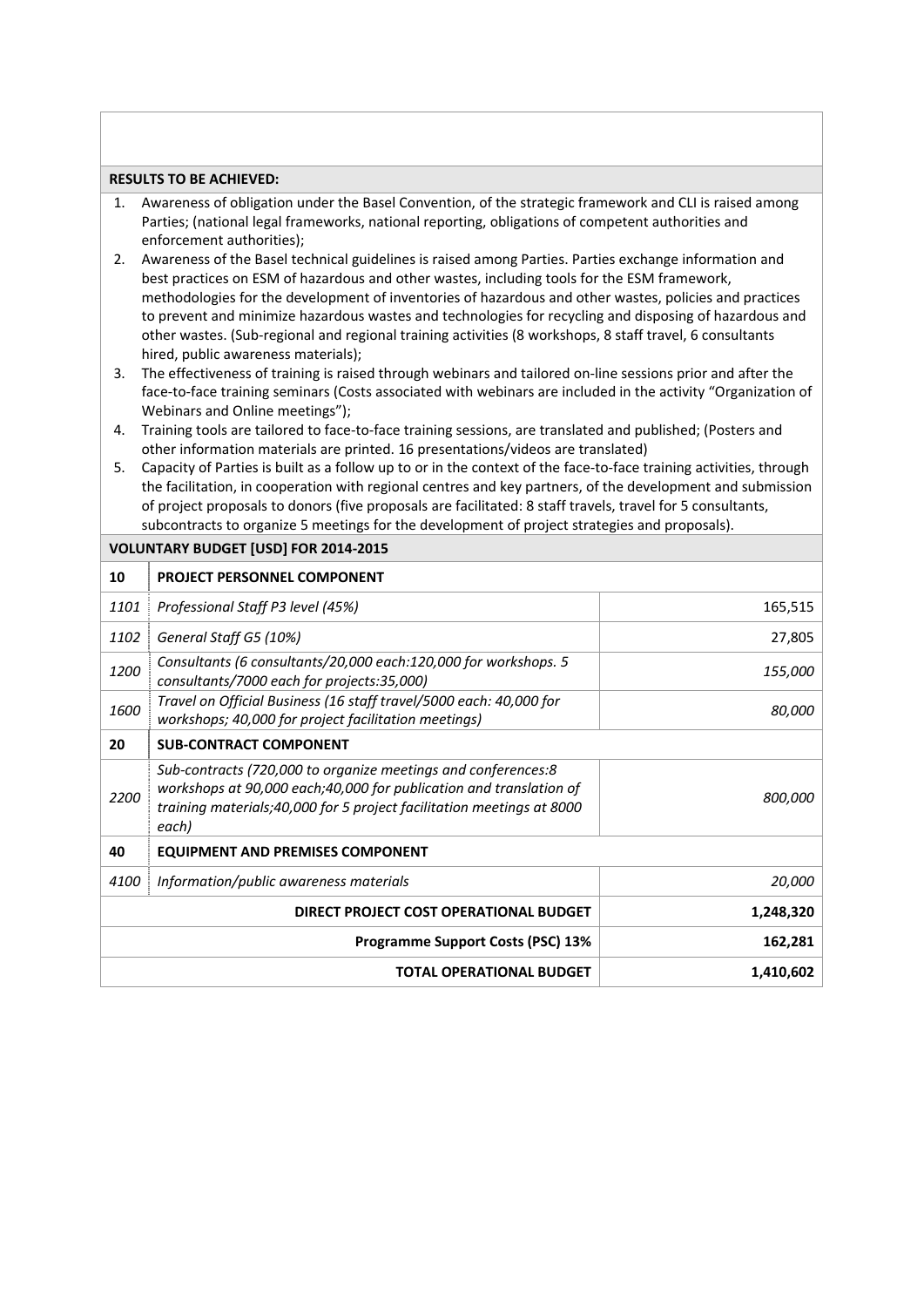**RESULTS TO BE ACHIEVED:**

1. Awareness of obligation under the Basel Convention, of the strategic framework and CLI is raised among Parties; (national legal frameworks, national reporting, obligations of competent authorities and enforcement authorities);
2. Awareness of the Basel technical guidelines is raised among Parties. Parties exchange information and best practices on ESM of hazardous and other wastes, including tools for the ESM framework, methodologies for the development of inventories of hazardous and other wastes, policies and practices to prevent and minimize hazardous wastes and technologies for recycling and disposing of hazardous and other wastes. (Sub-regional and regional training activities (8 workshops, 8 staff travel, 6 consultants hired, public awareness materials);
3. The effectiveness of training is raised through webinars and tailored on-line sessions prior and after the face-to-face training seminars (Costs associated with webinars are included in the activity "Organization of Webinars and Online meetings");
4. Training tools are tailored to face-to-face training sessions, are translated and published; (Posters and other information materials are printed. 16 presentations/videos are translated)
5. Capacity of Parties is built as a follow up to or in the context of the face-to-face training activities, through the facilitation, in cooperation with regional centres and key partners, of the development and submission of project proposals to donors (five proposals are facilitated: 8 staff travels, travel for 5 consultants, subcontracts to organize 5 meetings for the development of project strategies and proposals).

**VOLUNTARY BUDGET [USD] FOR 2014-2015**

| | | |
|---|---|---|
| **10** | **PROJECT PERSONNEL COMPONENT** | |
| *1101* | *Professional Staff P3 level (45%)* | 165,515 |
| *1102* | *General Staff G5 (10%)* | 27,805 |
| *1200* | *Consultants (6 consultants/20,000 each:120,000 for workshops. 5 consultants/7000 each for projects:35,000)* | *155,000* |
| *1600* | *Travel on Official Business (16 staff travel/5000 each: 40,000 for workshops; 40,000 for project facilitation meetings)* | *80,000* |
| **20** | **SUB-CONTRACT COMPONENT** | |
| *2200* | *Sub-contracts (720,000 to organize meetings and conferences:8 workshops at 90,000 each;40,000 for publication and translation of training materials;40,000 for 5 project facilitation meetings at 8000 each)* | *800,000* |
| **40** | **EQUIPMENT AND PREMISES COMPONENT** | |
| *4100* | *Information/public awareness materials* | *20,000* |
| | **DIRECT PROJECT COST OPERATIONAL BUDGET** | **1,248,320** |
| | **Programme Support Costs (PSC) 13%** | **162,281** |
| | **TOTAL OPERATIONAL BUDGET** | **1,410,602** |